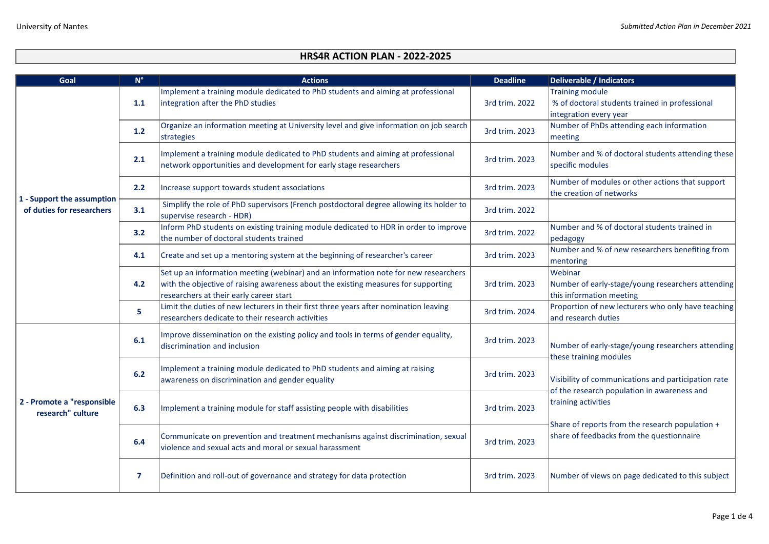# HRS4R ACTION PLAN - 2022-2025

| Goal | N° | Actions | Deadline | Deliverable / Indicators |
|---|---|---|---|---|
| 1 - Support the assumption of duties for researchers | 1.1 | Implement a training module dedicated to PhD students and aiming at professional integration after the PhD studies | 3rd trim. 2022 | Training module<br>% of doctoral students trained in professional integration every year |
| | 1.2 | Organize an information meeting at University level and give information on job search strategies | 3rd trim. 2023 | Number of PhDs attending each information meeting |
| | 2.1 | Implement a training module dedicated to PhD students and aiming at professional network opportunities and development for early stage researchers | 3rd trim. 2023 | Number and % of doctoral students attending these specific modules |
| | 2.2 | Increase support towards student associations | 3rd trim. 2023 | Number of modules or other actions that support the creation of networks |
| | 3.1 | Simplify the role of PhD supervisors (French postdoctoral degree allowing its holder to supervise research - HDR) | 3rd trim. 2022 | |
| | 3.2 | Inform PhD students on existing training module dedicated to HDR in order to improve the number of doctoral students trained | 3rd trim. 2022 | Number and % of doctoral students trained in pedagogy |
| | 4.1 | Create and set up a mentoring system at the beginning of researcher's career | 3rd trim. 2023 | Number and % of new researchers benefiting from mentoring |
| | 4.2 | Set up an information meeting (webinar) and an information note for new researchers with the objective of raising awareness about the existing measures for supporting researchers at their early career start | 3rd trim. 2023 | Webinar<br>Number of early-stage/young researchers attending this information meeting |
| | 5 | Limit the duties of new lecturers in their first three years after nomination leaving researchers dedicate to their research activities | 3rd trim. 2024 | Proportion of new lecturers who only have teaching and research duties |
| 2 - Promote a "responsible research" culture | 6.1 | Improve dissemination on the existing policy and tools in terms of gender equality, discrimination and inclusion | 3rd trim. 2023 | Number of early-stage/young researchers attending these training modules<br><br>Visibility of communications and participation rate of the research population in awareness and training activities<br><br>Share of reports from the research population + share of feedbacks from the questionnaire |
| | 6.2 | Implement a training module dedicated to PhD students and aiming at raising awareness on discrimination and gender equality | 3rd trim. 2023 | |
| | 6.3 | Implement a training module for staff assisting people with disabilities | 3rd trim. 2023 | |
| | 6.4 | Communicate on prevention and treatment mechanisms against discrimination, sexual violence and sexual acts and moral or sexual harassment | 3rd trim. 2023 | |
| | 7 | Definition and roll-out of governance and strategy for data protection | 3rd trim. 2023 | Number of views on page dedicated to this subject |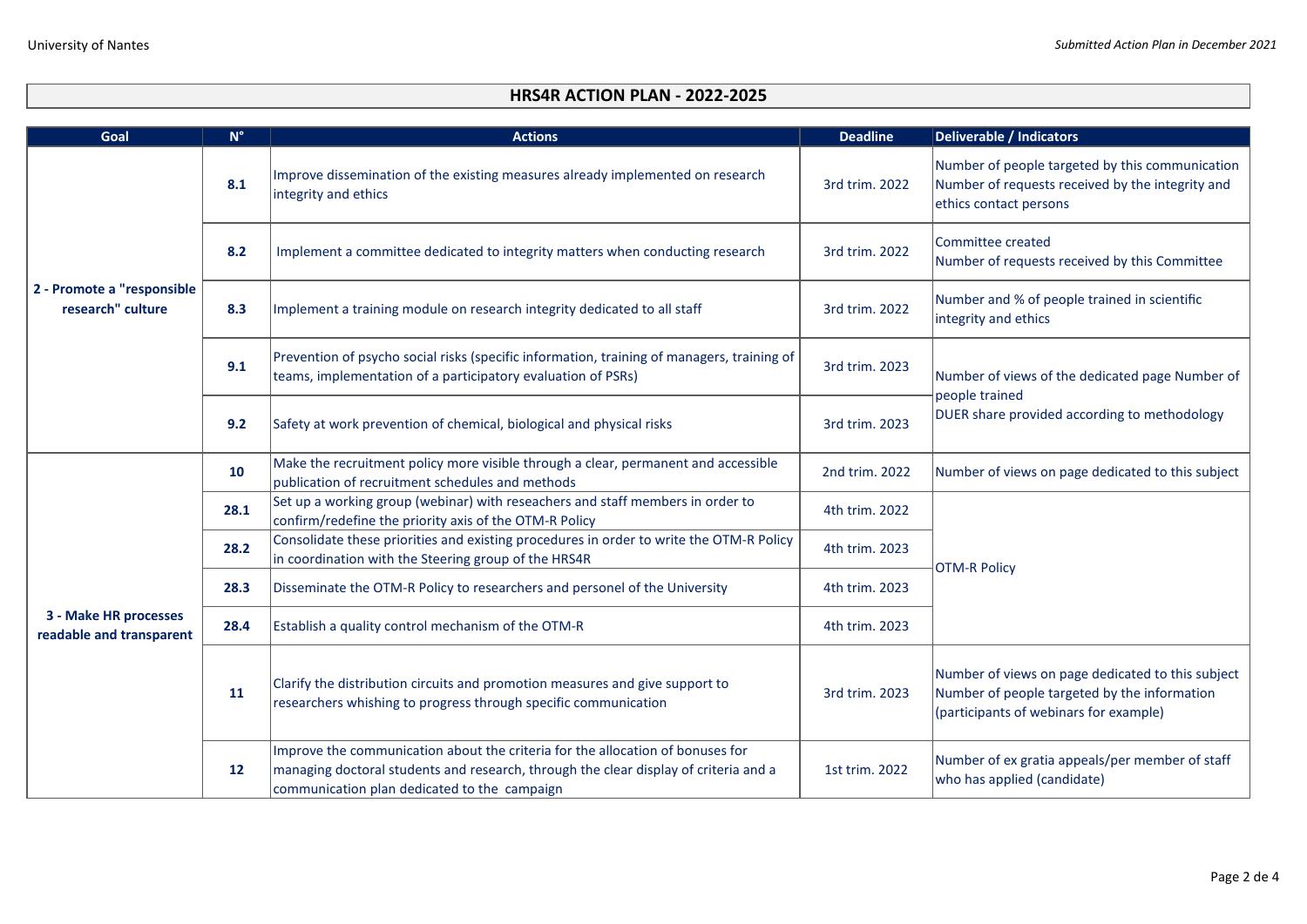## HRS4R ACTION PLAN - 2022-2025

| Goal | N° | Actions | Deadline | Deliverable / Indicators |
|---|---|---|---|---|
| 2 - Promote a "responsible research" culture | 8.1 | Improve dissemination of the existing measures already implemented on research integrity and ethics | 3rd trim. 2022 | Number of people targeted by this communication<br>Number of requests received by the integrity and ethics contact persons |
| | 8.2 | Implement a committee dedicated to integrity matters when conducting research | 3rd trim. 2022 | Committee created<br>Number of requests received by this Committee |
| | 8.3 | Implement a training module on research integrity dedicated to all staff | 3rd trim. 2022 | Number and % of people trained in scientific integrity and ethics |
| | 9.1 | Prevention of psycho social risks (specific information, training of managers, training of teams, implementation of a participatory evaluation of PSRs) | 3rd trim. 2023 | Number of views of the dedicated page Number of people trained<br>DUER share provided according to methodology |
| | 9.2 | Safety at work prevention of chemical, biological and physical risks | 3rd trim. 2023 | |
| 3 - Make HR processes readable and transparent | 10 | Make the recruitment policy more visible through a clear, permanent and accessible publication of recruitment schedules and methods | 2nd trim. 2022 | Number of views on page dedicated to this subject |
| | 28.1 | Set up a working group (webinar) with reseachers and staff members in order to confirm/redefine the priority axis of the OTM-R Policy | 4th trim. 2022 | OTM-R Policy |
| | 28.2 | Consolidate these priorities and existing procedures in order to write the OTM-R Policy in coordination with the Steering group of the HRS4R | 4th trim. 2023 | |
| | 28.3 | Disseminate the OTM-R Policy to researchers and personel of the University | 4th trim. 2023 | |
| | 28.4 | Establish a quality control mechanism of the OTM-R | 4th trim. 2023 | |
| | 11 | Clarify the distribution circuits and promotion measures and give support to researchers whishing to progress through specific communication | 3rd trim. 2023 | Number of views on page dedicated to this subject<br>Number of people targeted by the information (participants of webinars for example) |
| | 12 | Improve the communication about the criteria for the allocation of bonuses for managing doctoral students and research, through the clear display of criteria and a communication plan dedicated to the campaign | 1st trim. 2022 | Number of ex gratia appeals/per member of staff who has applied (candidate) |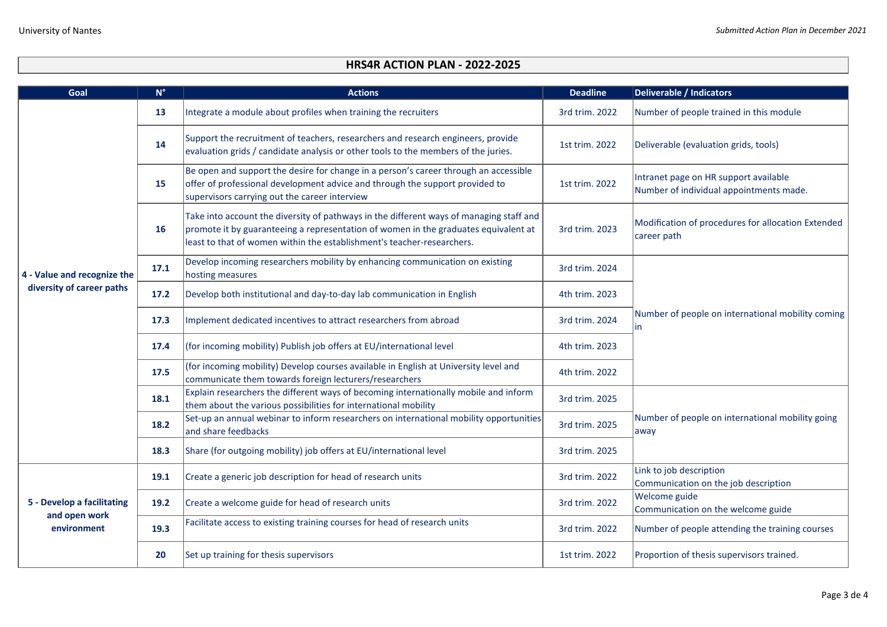## HRS4R ACTION PLAN - 2022-2025

| Goal | N° | Actions | Deadline | Deliverable / Indicators |
|---|---|---|---|---|
| 4 - Value and recognize the diversity of career paths | 13 | Integrate a module about profiles when training the recruiters | 3rd trim. 2022 | Number of people trained in this module |
| | 14 | Support the recruitment of teachers, researchers and research engineers, provide evaluation grids / candidate analysis or other tools to the members of the juries. | 1st trim. 2022 | Deliverable (evaluation grids, tools) |
| | 15 | Be open and support the desire for change in a person's career through an accessible offer of professional development advice and through the support provided to supervisors carrying out the career interview | 1st trim. 2022 | Intranet page on HR support available<br>Number of individual appointments made. |
| | 16 | Take into account the diversity of pathways in the different ways of managing staff and promote it by guaranteeing a representation of women in the graduates equivalent at least to that of women within the establishment's teacher-researchers. | 3rd trim. 2023 | Modification of procedures for allocation Extended career path |
| | 17.1 | Develop incoming researchers mobility by enhancing communication on existing hosting measures | 3rd trim. 2024 | Number of people on international mobility coming in |
| | 17.2 | Develop both institutional and day-to-day lab communication in English | 4th trim. 2023 | |
| | 17.3 | Implement dedicated incentives to attract researchers from abroad | 3rd trim. 2024 | |
| | 17.4 | (for incoming mobility) Publish job offers at EU/international level | 4th trim. 2023 | |
| | 17.5 | (for incoming mobility) Develop courses available in English at University level and communicate them towards foreign lecturers/researchers | 4th trim. 2022 | |
| | 18.1 | Explain researchers the different ways of becoming internationally mobile and inform them about the various possibilities for international mobility | 3rd trim. 2025 | Number of people on international mobility going away |
| | 18.2 | Set-up an annual webinar to inform researchers on international mobility opportunities and share feedbacks | 3rd trim. 2025 | |
| | 18.3 | Share (for outgoing mobility) job offers at EU/international level | 3rd trim. 2025 | |
| 5 - Develop a facilitating and open work environment | 19.1 | Create a generic job description for head of research units | 3rd trim. 2022 | Link to job description<br>Communication on the job description |
| | 19.2 | Create a welcome guide for head of research units | 3rd trim. 2022 | Welcome guide<br>Communication on the welcome guide |
| | 19.3 | Facilitate access to existing training courses for head of research units | 3rd trim. 2022 | Number of people attending the training courses |
| | 20 | Set up training for thesis supervisors | 1st trim. 2022 | Proportion of thesis supervisors trained. |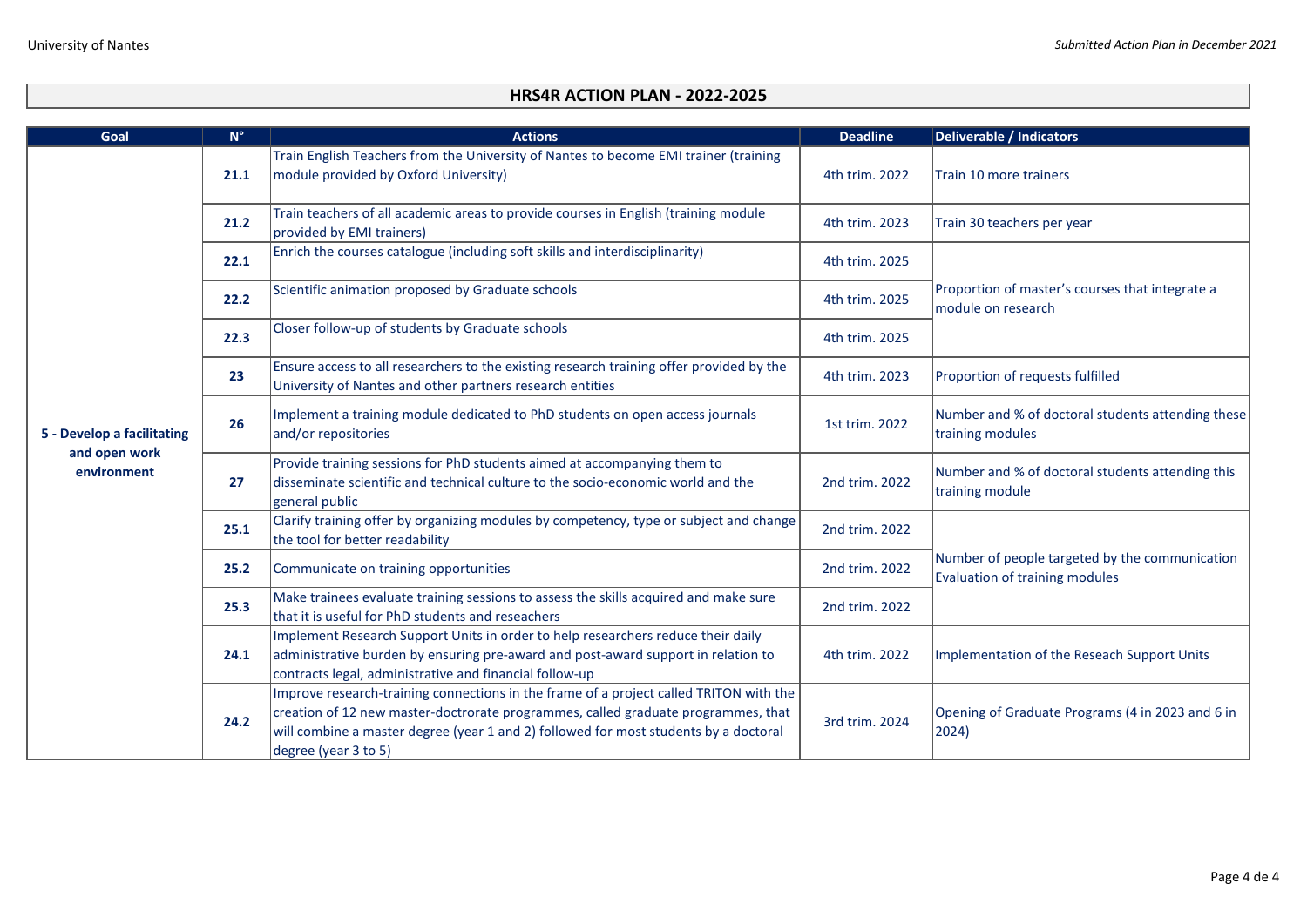# HRS4R ACTION PLAN - 2022-2025

| Goal | N° | Actions | Deadline | Deliverable / Indicators |
|---|---|---|---|---|
| 5 - Develop a facilitating and open work environment | 21.1 | Train English Teachers from the University of Nantes to become EMI trainer (training module provided by Oxford University) | 4th trim. 2022 | Train 10 more trainers |
| | 21.2 | Train teachers of all academic areas to provide courses in English (training module provided by EMI trainers) | 4th trim. 2023 | Train 30 teachers per year |
| | 22.1 | Enrich the courses catalogue (including soft skills and interdisciplinarity) | 4th trim. 2025 | Proportion of master's courses that integrate a module on research |
| | 22.2 | Scientific animation proposed by Graduate schools | 4th trim. 2025 | |
| | 22.3 | Closer follow-up of students by Graduate schools | 4th trim. 2025 | |
| | 23 | Ensure access to all researchers to the existing research training offer provided by the University of Nantes and other partners research entities | 4th trim. 2023 | Proportion of requests fulfilled |
| | 26 | Implement a training module dedicated to PhD students on open access journals and/or repositories | 1st trim. 2022 | Number and % of doctoral students attending these training modules |
| | 27 | Provide training sessions for PhD students aimed at accompanying them to disseminate scientific and technical culture to the socio-economic world and the general public | 2nd trim. 2022 | Number and % of doctoral students attending this training module |
| | 25.1 | Clarify training offer by organizing modules by competency, type or subject and change the tool for better readability | 2nd trim. 2022 | Number of people targeted by the communication<br>Evaluation of training modules |
| | 25.2 | Communicate on training opportunities | 2nd trim. 2022 | |
| | 25.3 | Make trainees evaluate training sessions to assess the skills acquired and make sure that it is useful for PhD students and reseachers | 2nd trim. 2022 | |
| | 24.1 | Implement Research Support Units in order to help researchers reduce their daily administrative burden by ensuring pre-award and post-award support in relation to contracts legal, administrative and financial follow-up | 4th trim. 2022 | Implementation of the Reseach Support Units |
| | 24.2 | Improve research-training connections in the frame of a project called TRITON with the creation of 12 new master-doctrorate programmes, called graduate programmes, that will combine a master degree (year 1 and 2) followed for most students by a doctoral degree (year 3 to 5) | 3rd trim. 2024 | Opening of Graduate Programs (4 in 2023 and 6 in 2024) |